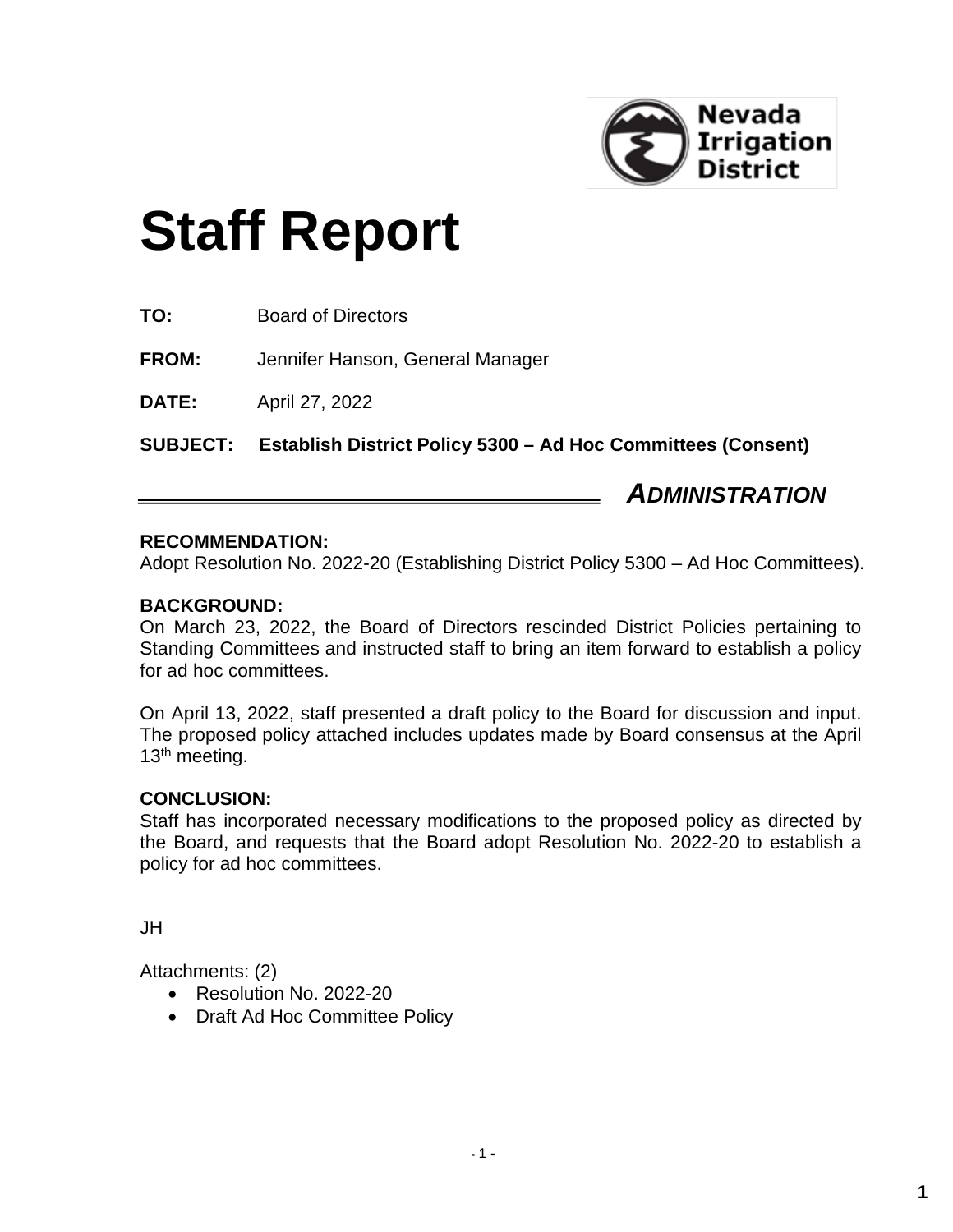Nevada Irrigation District

# Staff Report

**TO:** Board of Directors

**FROM:** Jennifer Hanson, General Manager

**DATE:** April 27, 2022

**SUBJECT: Establish District Policy 5300 – Ad Hoc Committees (Consent)**

***ADMINISTRATION***

**RECOMMENDATION:**
Adopt Resolution No. 2022-20 (Establishing District Policy 5300 – Ad Hoc Committees).

**BACKGROUND:**
On March 23, 2022, the Board of Directors rescinded District Policies pertaining to Standing Committees and instructed staff to bring an item forward to establish a policy for ad hoc committees.

On April 13, 2022, staff presented a draft policy to the Board for discussion and input. The proposed policy attached includes updates made by Board consensus at the April 13th meeting.

**CONCLUSION:**
Staff has incorporated necessary modifications to the proposed policy as directed by the Board, and requests that the Board adopt Resolution No. 2022-20 to establish a policy for ad hoc committees.

JH

Attachments: (2)

- Resolution No. 2022-20
- Draft Ad Hoc Committee Policy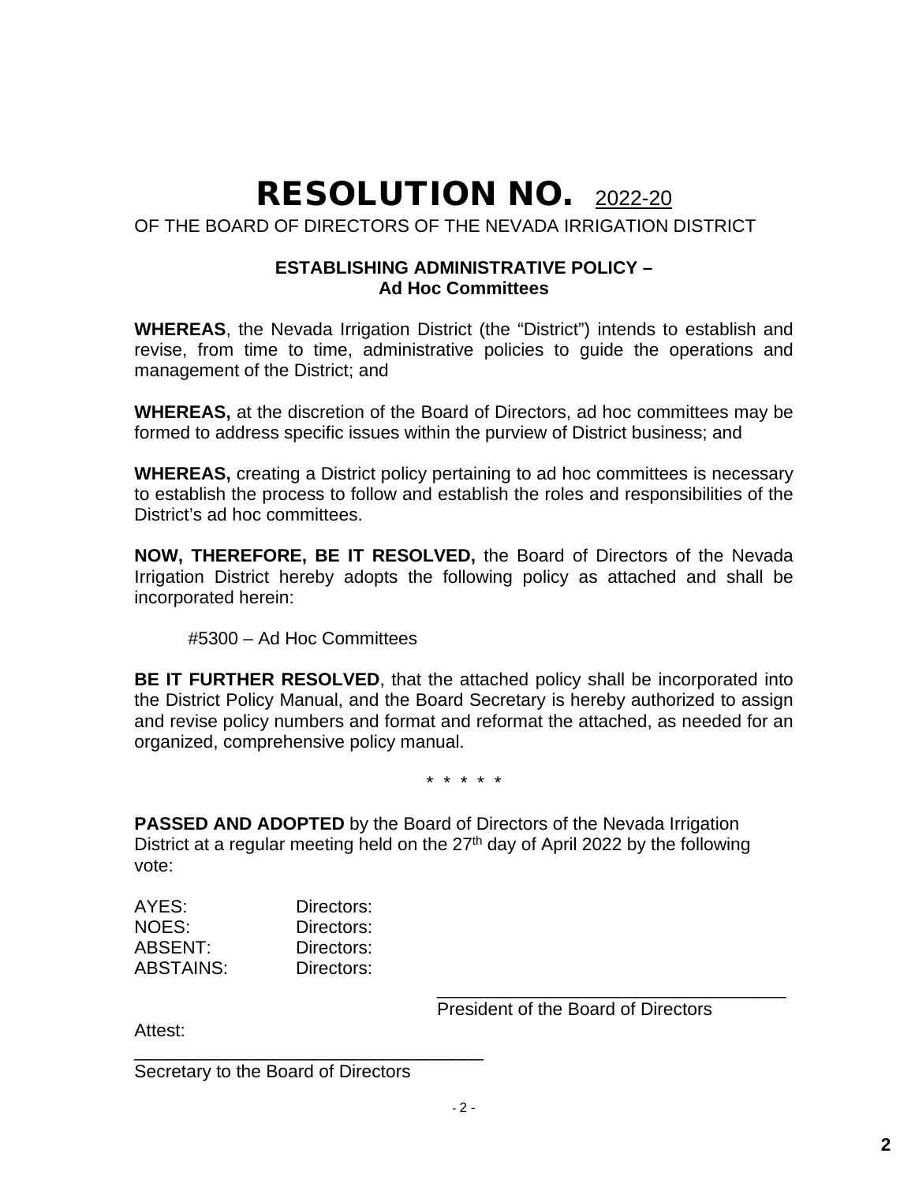# RESOLUTION NO. 2022-20

OF THE BOARD OF DIRECTORS OF THE NEVADA IRRIGATION DISTRICT

**ESTABLISHING ADMINISTRATIVE POLICY –
Ad Hoc Committees**

**WHEREAS**, the Nevada Irrigation District (the "District") intends to establish and revise, from time to time, administrative policies to guide the operations and management of the District; and

**WHEREAS,** at the discretion of the Board of Directors, ad hoc committees may be formed to address specific issues within the purview of District business; and

**WHEREAS,** creating a District policy pertaining to ad hoc committees is necessary to establish the process to follow and establish the roles and responsibilities of the District's ad hoc committees.

**NOW, THEREFORE, BE IT RESOLVED,** the Board of Directors of the Nevada Irrigation District hereby adopts the following policy as attached and shall be incorporated herein:

#5300 – Ad Hoc Committees

**BE IT FURTHER RESOLVED**, that the attached policy shall be incorporated into the District Policy Manual, and the Board Secretary is hereby authorized to assign and revise policy numbers and format and reformat the attached, as needed for an organized, comprehensive policy manual.

\* \* \* \* \*

**PASSED AND ADOPTED** by the Board of Directors of the Nevada Irrigation District at a regular meeting held on the 27th day of April 2022 by the following vote:

AYES: Directors:
NOES: Directors:
ABSENT: Directors:
ABSTAINS: Directors:

\_\_\_\_\_\_\_\_\_\_\_\_\_\_\_\_\_\_\_\_\_\_\_\_\_\_\_\_\_\_\_\_\_\_\_
President of the Board of Directors

Attest:

\_\_\_\_\_\_\_\_\_\_\_\_\_\_\_\_\_\_\_\_\_\_\_\_\_\_\_\_\_\_\_\_\_\_\_
Secretary to the Board of Directors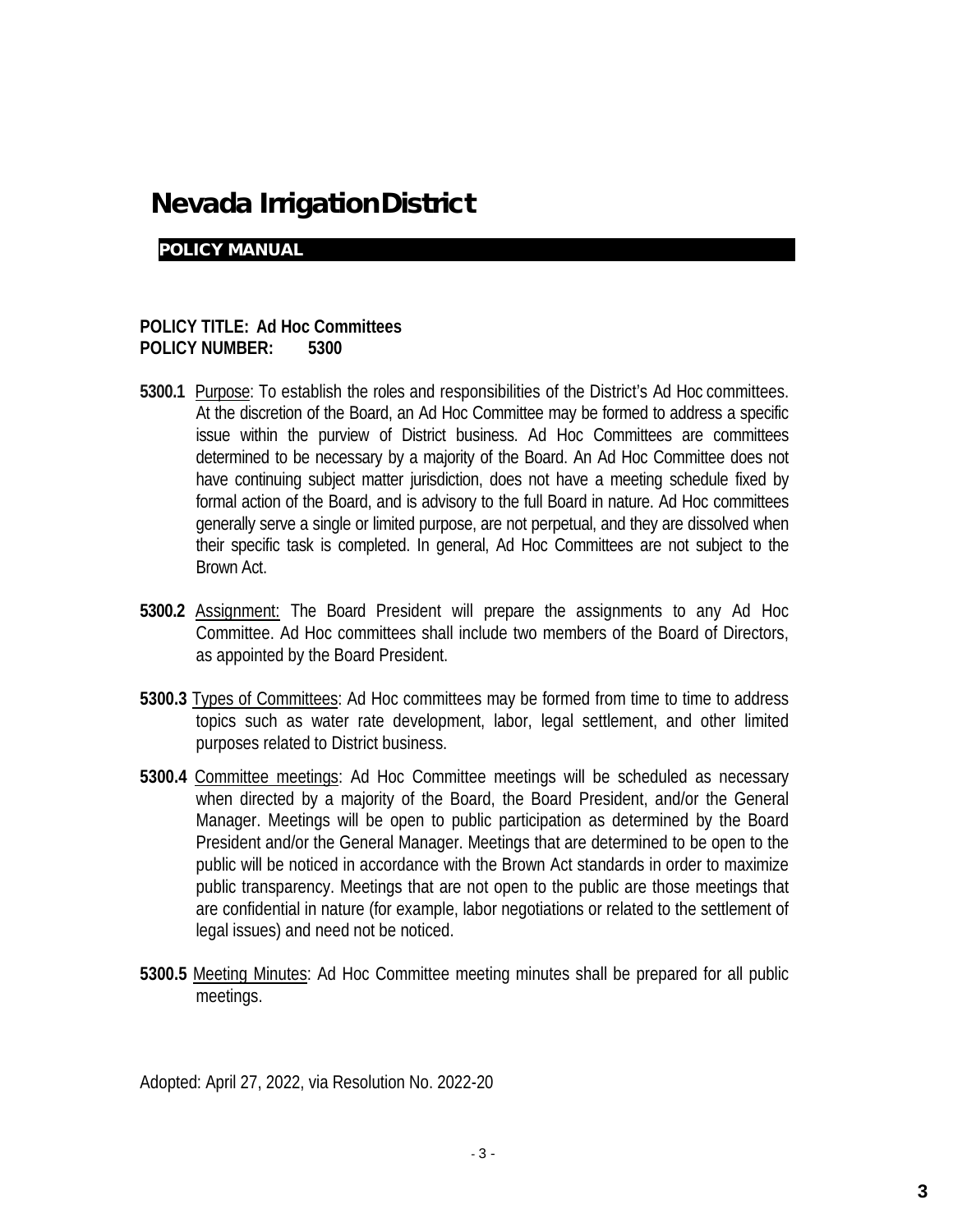# Nevada Irrigation District

**POLICY MANUAL**

**POLICY TITLE: Ad Hoc Committees**
**POLICY NUMBER: 5300**

**5300.1** Purpose: To establish the roles and responsibilities of the District's Ad Hoc committees. At the discretion of the Board, an Ad Hoc Committee may be formed to address a specific issue within the purview of District business. Ad Hoc Committees are committees determined to be necessary by a majority of the Board. An Ad Hoc Committee does not have continuing subject matter jurisdiction, does not have a meeting schedule fixed by formal action of the Board, and is advisory to the full Board in nature. Ad Hoc committees generally serve a single or limited purpose, are not perpetual, and they are dissolved when their specific task is completed. In general, Ad Hoc Committees are not subject to the Brown Act.

**5300.2** Assignment: The Board President will prepare the assignments to any Ad Hoc Committee. Ad Hoc committees shall include two members of the Board of Directors, as appointed by the Board President.

**5300.3** Types of Committees: Ad Hoc committees may be formed from time to time to address topics such as water rate development, labor, legal settlement, and other limited purposes related to District business.

**5300.4** Committee meetings: Ad Hoc Committee meetings will be scheduled as necessary when directed by a majority of the Board, the Board President, and/or the General Manager. Meetings will be open to public participation as determined by the Board President and/or the General Manager. Meetings that are determined to be open to the public will be noticed in accordance with the Brown Act standards in order to maximize public transparency. Meetings that are not open to the public are those meetings that are confidential in nature (for example, labor negotiations or related to the settlement of legal issues) and need not be noticed.

**5300.5** Meeting Minutes: Ad Hoc Committee meeting minutes shall be prepared for all public meetings.

Adopted: April 27, 2022, via Resolution No. 2022-20